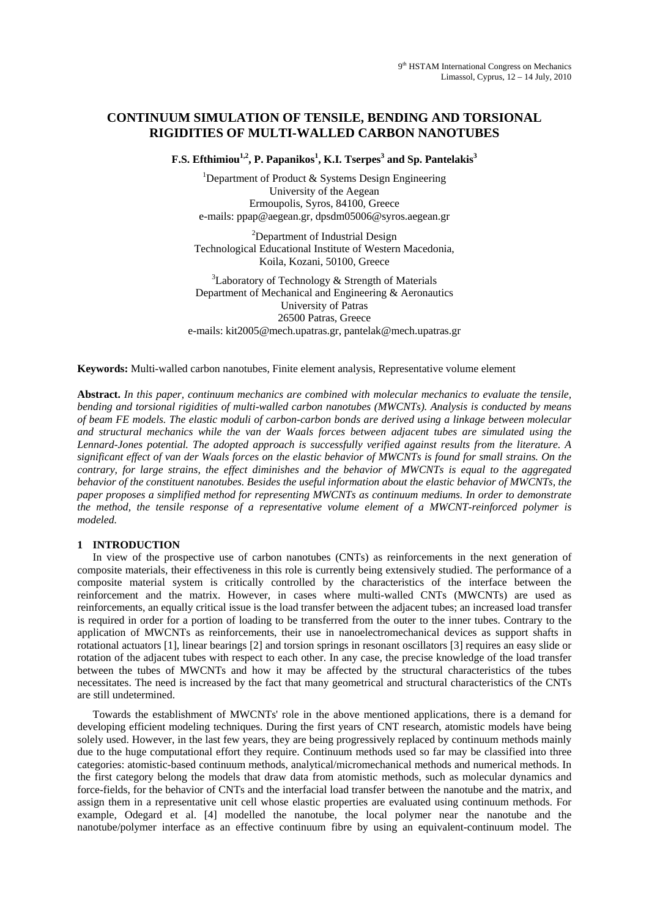# CONTINUUM SIMULATION OF TENSILE, BENDING AND TORSIONAL RIGIDITIES OF MULTI-WALLED CARBON NANOTUBES

**F.S. Efthimiou[1,2], P. Papanikos[1], K.I. Tserpes[3] and Sp. Pantelakis[3]**

[1]Department of Product & Systems Design Engineering
University of the Aegean
Ermoupolis, Syros, 84100, Greece
e-mails: ppap@aegean.gr, dpsdm05006@syros.aegean.gr

[2]Department of Industrial Design
Technological Educational Institute of Western Macedonia,
Koila, Kozani, 50100, Greece

[3]Laboratory of Technology & Strength of Materials
Department of Mechanical and Engineering & Aeronautics
University of Patras
26500 Patras, Greece
e-mails: kit2005@mech.upatras.gr, pantelak@mech.upatras.gr

**Keywords:** Multi-walled carbon nanotubes, Finite element analysis, Representative volume element

**Abstract.** *In this paper, continuum mechanics are combined with molecular mechanics to evaluate the tensile, bending and torsional rigidities of multi-walled carbon nanotubes (MWCNTs). Analysis is conducted by means of beam FE models. The elastic moduli of carbon-carbon bonds are derived using a linkage between molecular and structural mechanics while the van der Waals forces between adjacent tubes are simulated using the Lennard-Jones potential. The adopted approach is successfully verified against results from the literature. A significant effect of van der Waals forces on the elastic behavior of MWCNTs is found for small strains. On the contrary, for large strains, the effect diminishes and the behavior of MWCNTs is equal to the aggregated behavior of the constituent nanotubes. Besides the useful information about the elastic behavior of MWCNTs, the paper proposes a simplified method for representing MWCNTs as continuum mediums. In order to demonstrate the method, the tensile response of a representative volume element of a MWCNT-reinforced polymer is modeled.*

## 1 INTRODUCTION

In view of the prospective use of carbon nanotubes (CNTs) as reinforcements in the next generation of composite materials, their effectiveness in this role is currently being extensively studied. The performance of a composite material system is critically controlled by the characteristics of the interface between the reinforcement and the matrix. However, in cases where multi-walled CNTs (MWCNTs) are used as reinforcements, an equally critical issue is the load transfer between the adjacent tubes; an increased load transfer is required in order for a portion of loading to be transferred from the outer to the inner tubes. Contrary to the application of MWCNTs as reinforcements, their use in nanoelectromechanical devices as support shafts in rotational actuators [1], linear bearings [2] and torsion springs in resonant oscillators [3] requires an easy slide or rotation of the adjacent tubes with respect to each other. In any case, the precise knowledge of the load transfer between the tubes of MWCNTs and how it may be affected by the structural characteristics of the tubes necessitates. The need is increased by the fact that many geometrical and structural characteristics of the CNTs are still undetermined.

Towards the establishment of MWCNTs' role in the above mentioned applications, there is a demand for developing efficient modeling techniques. During the first years of CNT research, atomistic models have being solely used. However, in the last few years, they are being progressively replaced by continuum methods mainly due to the huge computational effort they require. Continuum methods used so far may be classified into three categories: atomistic-based continuum methods, analytical/micromechanical methods and numerical methods. In the first category belong the models that draw data from atomistic methods, such as molecular dynamics and force-fields, for the behavior of CNTs and the interfacial load transfer between the nanotube and the matrix, and assign them in a representative unit cell whose elastic properties are evaluated using continuum methods. For example, Odegard et al. [4] modelled the nanotube, the local polymer near the nanotube and the nanotube/polymer interface as an effective continuum fibre by using an equivalent-continuum model. The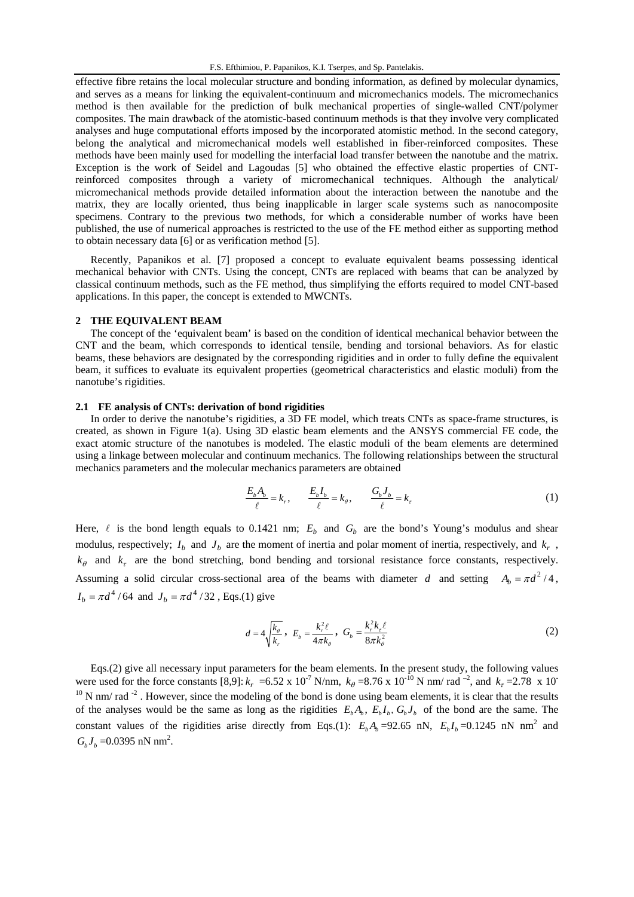effective fibre retains the local molecular structure and bonding information, as defined by molecular dynamics, and serves as a means for linking the equivalent-continuum and micromechanics models. The micromechanics method is then available for the prediction of bulk mechanical properties of single-walled CNT/polymer composites. The main drawback of the atomistic-based continuum methods is that they involve very complicated analyses and huge computational efforts imposed by the incorporated atomistic method. In the second category, belong the analytical and micromechanical models well established in fiber-reinforced composites. These methods have been mainly used for modelling the interfacial load transfer between the nanotube and the matrix. Exception is the work of Seidel and Lagoudas [5] who obtained the effective elastic properties of CNT-reinforced composites through a variety of micromechanical techniques. Although the analytical/ micromechanical methods provide detailed information about the interaction between the nanotube and the matrix, they are locally oriented, thus being inapplicable in larger scale systems such as nanocomposite specimens. Contrary to the previous two methods, for which a considerable number of works have been published, the use of numerical approaches is restricted to the use of the FE method either as supporting method to obtain necessary data [6] or as verification method [5].

Recently, Papanikos et al. [7] proposed a concept to evaluate equivalent beams possessing identical mechanical behavior with CNTs. Using the concept, CNTs are replaced with beams that can be analyzed by classical continuum methods, such as the FE method, thus simplifying the efforts required to model CNT-based applications. In this paper, the concept is extended to MWCNTs.

## 2 THE EQUIVALENT BEAM

The concept of the 'equivalent beam' is based on the condition of identical mechanical behavior between the CNT and the beam, which corresponds to identical tensile, bending and torsional behaviors. As for elastic beams, these behaviors are designated by the corresponding rigidities and in order to fully define the equivalent beam, it suffices to evaluate its equivalent properties (geometrical characteristics and elastic moduli) from the nanotube's rigidities.

### 2.1 FE analysis of CNTs: derivation of bond rigidities

In order to derive the nanotube's rigidities, a 3D FE model, which treats CNTs as space-frame structures, is created, as shown in Figure 1(a). Using 3D elastic beam elements and the ANSYS commercial FE code, the exact atomic structure of the nanotubes is modeled. The elastic moduli of the beam elements are determined using a linkage between molecular and continuum mechanics. The following relationships between the structural mechanics parameters and the molecular mechanics parameters are obtained

$$\frac{E_b A_b}{\ell} = k_r, \qquad \frac{E_b I_b}{\ell} = k_\theta, \qquad \frac{G_b J_b}{\ell} = k_\tau \tag{1}$$

Here, $\ell$ is the bond length equals to 0.1421 nm; $E_b$ and $G_b$ are the bond's Young's modulus and shear modulus, respectively; $I_b$ and $J_b$ are the moment of inertia and polar moment of inertia, respectively, and $k_r$, $k_\theta$ and $k_\tau$ are the bond stretching, bond bending and torsional resistance force constants, respectively. Assuming a solid circular cross-sectional area of the beams with diameter $d$ and setting $A_b = \pi d^2/4$, $I_b = \pi d^4/64$ and $J_b = \pi d^4/32$, Eqs.(1) give

$$d = 4\sqrt{\frac{k_\theta}{k_r}}, \quad E_b = \frac{k_r^2 \ell}{4\pi k_\theta}, \quad G_b = \frac{k_r^2 k_\tau \ell}{8\pi k_\theta^2} \tag{2}$$

Eqs.(2) give all necessary input parameters for the beam elements. In the present study, the following values were used for the force constants [8,9]: $k_r$ =6.52 x $10^{-7}$ N/nm, $k_\theta$ =8.76 x $10^{-10}$ N nm/ rad $^{-2}$, and $k_\tau$ =2.78 x $10^{-10}$ N nm/ rad $^{-2}$. However, since the modeling of the bond is done using beam elements, it is clear that the results of the analyses would be the same as long as the rigidities $E_b A_b$, $E_b I_b$, $G_b J_b$ of the bond are the same. The constant values of the rigidities arise directly from Eqs.(1): $E_b A_b$ =92.65 nN, $E_b I_b$ =0.1245 nN nm$^2$ and $G_b J_b$ =0.0395 nN nm$^2$.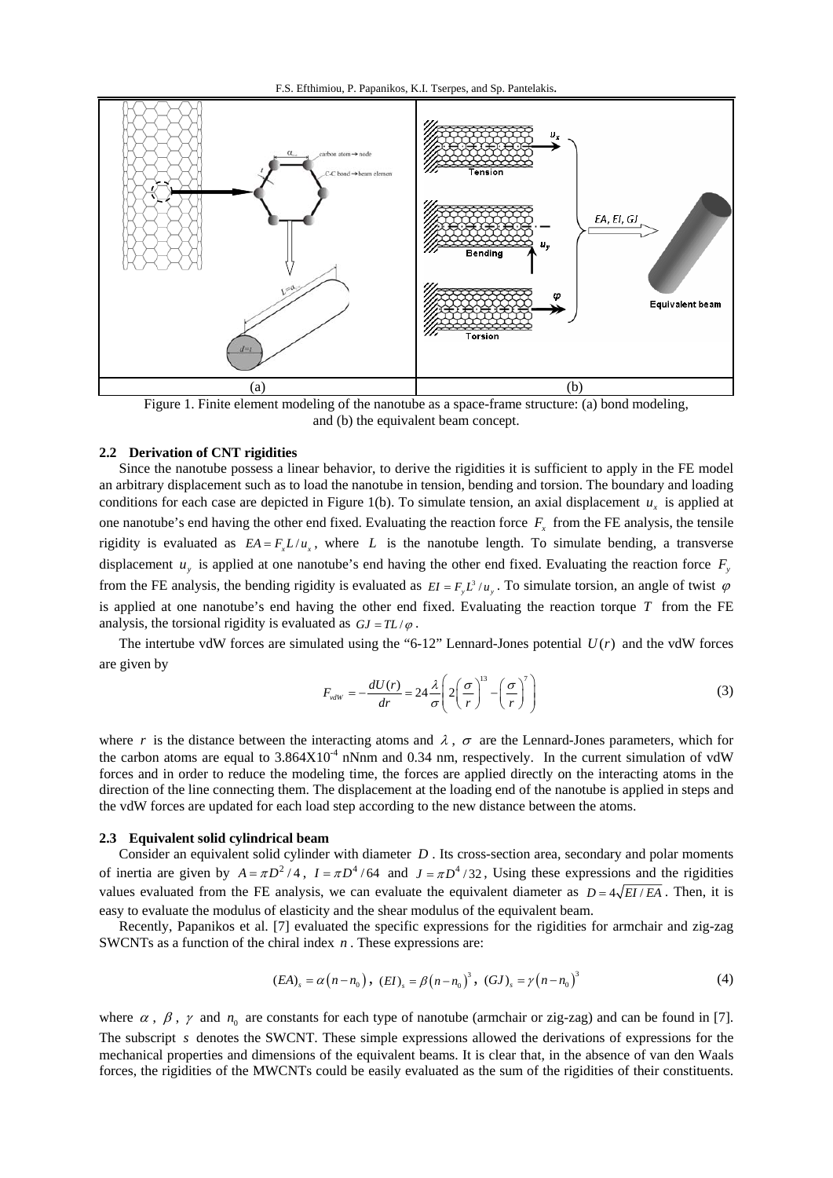Figure 1. Finite element modeling of the nanotube as a space-frame structure: (a) bond modeling, and (b) the equivalent beam concept.

### 2.2 Derivation of CNT rigidities

Since the nanotube possess a linear behavior, to derive the rigidities it is sufficient to apply in the FE model an arbitrary displacement such as to load the nanotube in tension, bending and torsion. The boundary and loading conditions for each case are depicted in Figure 1(b). To simulate tension, an axial displacement $u_x$ is applied at one nanotube's end having the other end fixed. Evaluating the reaction force $F_x$ from the FE analysis, the tensile rigidity is evaluated as $EA = F_x L / u_x$, where $L$ is the nanotube length. To simulate bending, a transverse displacement $u_y$ is applied at one nanotube's end having the other end fixed. Evaluating the reaction force $F_y$ from the FE analysis, the bending rigidity is evaluated as $EI = F_y L^3 / u_y$. To simulate torsion, an angle of twist $\varphi$ is applied at one nanotube's end having the other end fixed. Evaluating the reaction torque $T$ from the FE analysis, the torsional rigidity is evaluated as $GJ = TL/\varphi$.

The intertube vdW forces are simulated using the "6-12" Lennard-Jones potential $U(r)$ and the vdW forces are given by

$$F_{vdW} = -\frac{dU(r)}{dr} = 24\frac{\lambda}{\sigma}\left(2\left(\frac{\sigma}{r}\right)^{13} - \left(\frac{\sigma}{r}\right)^{7}\right) \tag{3}$$

where $r$ is the distance between the interacting atoms and $\lambda$, $\sigma$ are the Lennard-Jones parameters, which for the carbon atoms are equal to $3.864 \times 10^{-4}$ nNnm and 0.34 nm, respectively. In the current simulation of vdW forces and in order to reduce the modeling time, the forces are applied directly on the interacting atoms in the direction of the line connecting them. The displacement at the loading end of the nanotube is applied in steps and the vdW forces are updated for each load step according to the new distance between the atoms.

### 2.3 Equivalent solid cylindrical beam

Consider an equivalent solid cylinder with diameter $D$. Its cross-section area, secondary and polar moments of inertia are given by $A = \pi D^2/4$, $I = \pi D^4/64$ and $J = \pi D^4/32$, Using these expressions and the rigidities values evaluated from the FE analysis, we can evaluate the equivalent diameter as $D = 4\sqrt{EI/EA}$. Then, it is easy to evaluate the modulus of elasticity and the shear modulus of the equivalent beam.

Recently, Papanikos et al. [7] evaluated the specific expressions for the rigidities for armchair and zig-zag SWCNTs as a function of the chiral index $n$. These expressions are:

$$(EA)_s = \alpha\left(n - n_0\right),\ (EI)_s = \beta\left(n - n_0\right)^3,\ (GJ)_s = \gamma\left(n - n_0\right)^3 \tag{4}$$

where $\alpha$, $\beta$, $\gamma$ and $n_0$ are constants for each type of nanotube (armchair or zig-zag) and can be found in [7]. The subscript $s$ denotes the SWCNT. These simple expressions allowed the derivations of expressions for the mechanical properties and dimensions of the equivalent beams. It is clear that, in the absence of van den Waals forces, the rigidities of the MWCNTs could be easily evaluated as the sum of the rigidities of their constituents.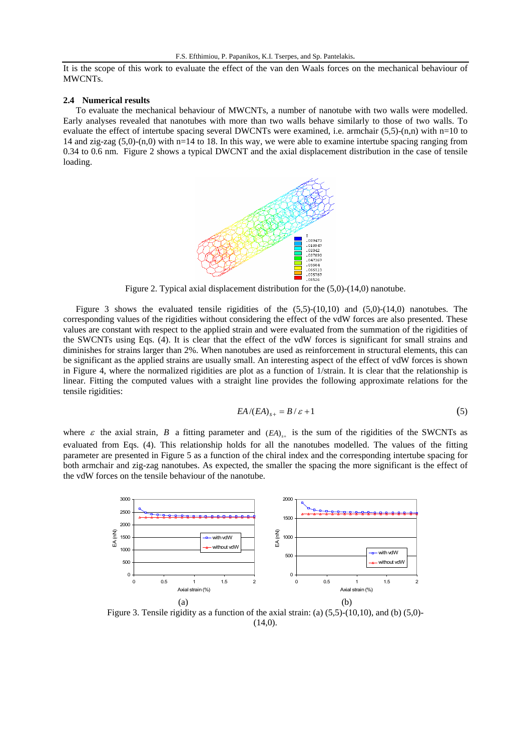It is the scope of this work to evaluate the effect of the van den Waals forces on the mechanical behaviour of MWCNTs.

### 2.4 Numerical results

To evaluate the mechanical behaviour of MWCNTs, a number of nanotube with two walls were modelled. Early analyses revealed that nanotubes with more than two walls behave similarly to those of two walls. To evaluate the effect of intertube spacing several DWCNTs were examined, i.e. armchair (5,5)-(n,n) with n=10 to 14 and zig-zag (5,0)-(n,0) with n=14 to 18. In this way, we were able to examine intertube spacing ranging from 0.34 to 0.6 nm. Figure 2 shows a typical DWCNT and the axial displacement distribution in the case of tensile loading.

Figure 2. Typical axial displacement distribution for the (5,0)-(14,0) nanotube.

Figure 3 shows the evaluated tensile rigidities of the (5,5)-(10,10) and (5,0)-(14,0) nanotubes. The corresponding values of the rigidities without considering the effect of the vdW forces are also presented. These values are constant with respect to the applied strain and were evaluated from the summation of the rigidities of the SWCNTs using Eqs. (4). It is clear that the effect of the vdW forces is significant for small strains and diminishes for strains larger than 2%. When nanotubes are used as reinforcement in structural elements, this can be significant as the applied strains are usually small. An interesting aspect of the effect of vdW forces is shown in Figure 4, where the normalized rigidities are plot as a function of 1/strain. It is clear that the relationship is linear. Fitting the computed values with a straight line provides the following approximate relations for the tensile rigidities:

$$EA/(EA)_{s+} = B/\varepsilon + 1 \tag{5}$$

where $\varepsilon$ the axial strain, $B$ a fitting parameter and $(EA)_{s+}$ is the sum of the rigidities of the SWCNTs as evaluated from Eqs. (4). This relationship holds for all the nanotubes modelled. The values of the fitting parameter are presented in Figure 5 as a function of the chiral index and the corresponding intertube spacing for both armchair and zig-zag nanotubes. As expected, the smaller the spacing the more significant is the effect of the vdW forces on the tensile behaviour of the nanotube.

Figure 3. Tensile rigidity as a function of the axial strain: (a) (5,5)-(10,10), and (b) (5,0)-(14,0).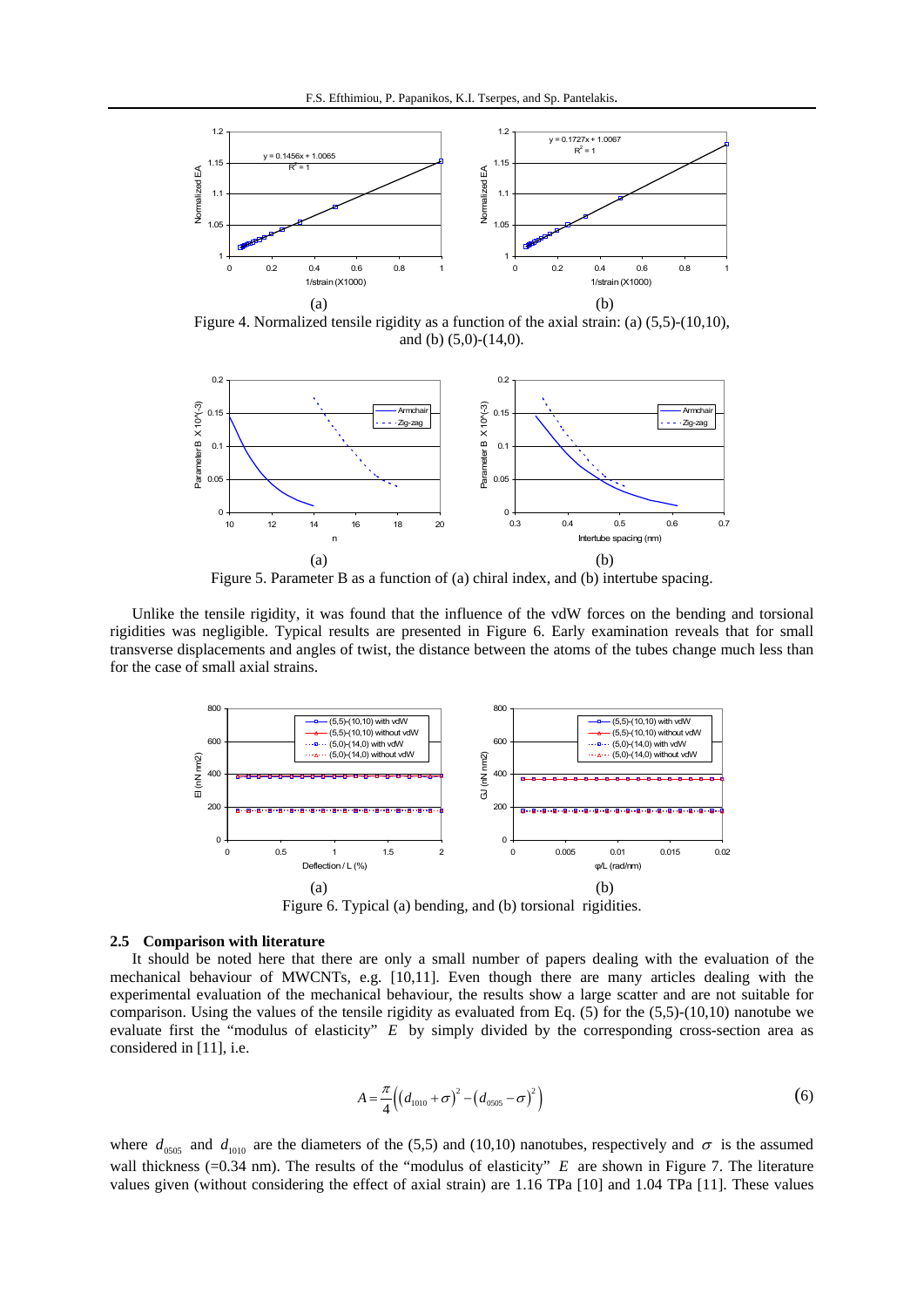Figure 4. Normalized tensile rigidity as a function of the axial strain: (a) (5,5)-(10,10), and (b) (5,0)-(14,0).

Figure 5. Parameter B as a function of (a) chiral index, and (b) intertube spacing.

Unlike the tensile rigidity, it was found that the influence of the vdW forces on the bending and torsional rigidities was negligible. Typical results are presented in Figure 6. Early examination reveals that for small transverse displacements and angles of twist, the distance between the atoms of the tubes change much less than for the case of small axial strains.

Figure 6. Typical (a) bending, and (b) torsional rigidities.

### 2.5 Comparison with literature

It should be noted here that there are only a small number of papers dealing with the evaluation of the mechanical behaviour of MWCNTs, e.g. [10,11]. Even though there are many articles dealing with the experimental evaluation of the mechanical behaviour, the results show a large scatter and are not suitable for comparison. Using the values of the tensile rigidity as evaluated from Eq. (5) for the (5,5)-(10,10) nanotube we evaluate first the "modulus of elasticity" $E$ by simply divided by the corresponding cross-section area as considered in [11], i.e.

$$A = \frac{\pi}{4}\left(\left(d_{1010} + \sigma\right)^2 - \left(d_{0505} - \sigma\right)^2\right) \tag{6}$$

where $d_{0505}$ and $d_{1010}$ are the diameters of the (5,5) and (10,10) nanotubes, respectively and $\sigma$ is the assumed wall thickness (=0.34 nm). The results of the "modulus of elasticity" $E$ are shown in Figure 7. The literature values given (without considering the effect of axial strain) are 1.16 TPa [10] and 1.04 TPa [11]. These values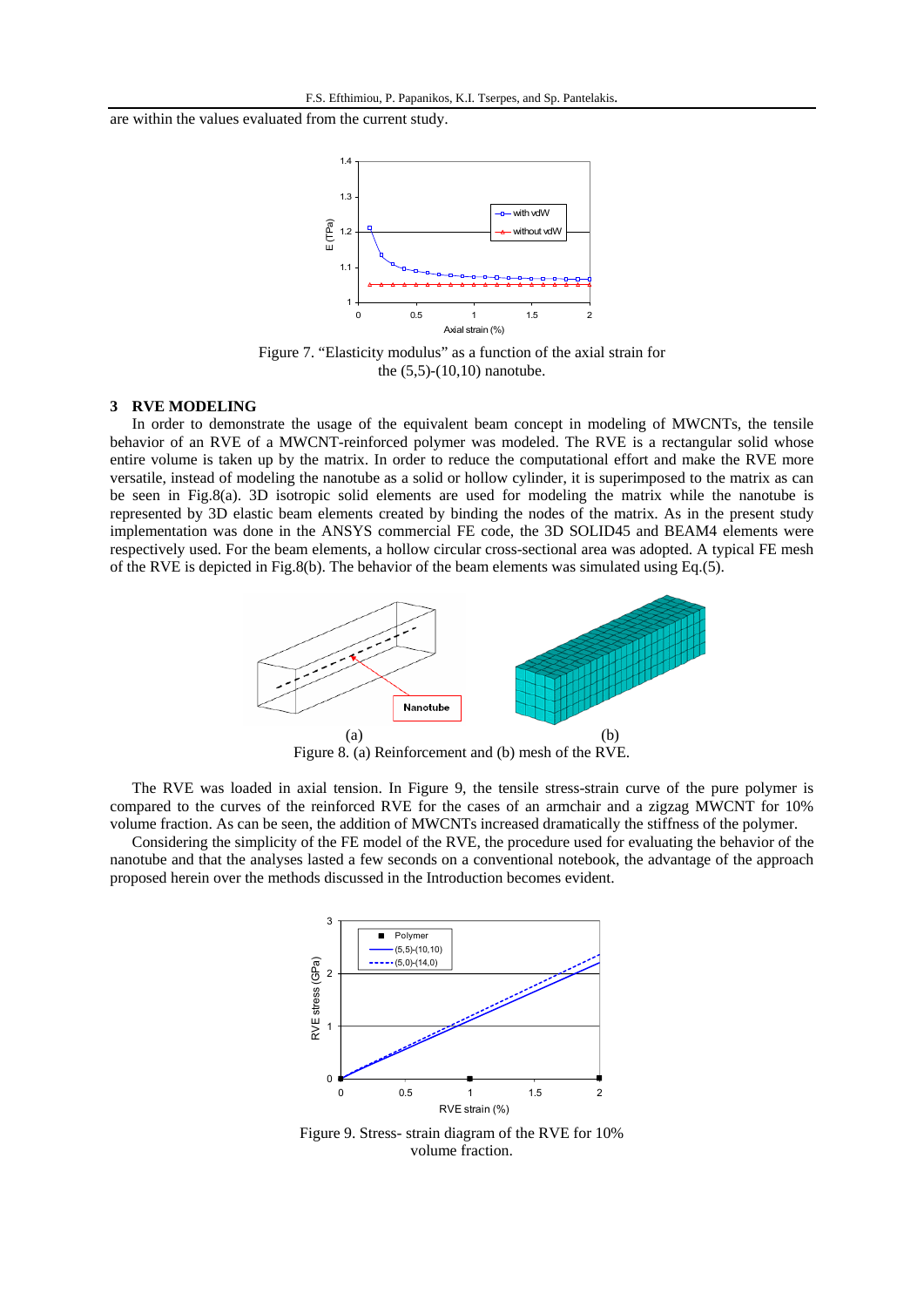are within the values evaluated from the current study.

Figure 7. “Elasticity modulus” as a function of the axial strain for the (5,5)-(10,10) nanotube.

## 3 RVE MODELING

In order to demonstrate the usage of the equivalent beam concept in modeling of MWCNTs, the tensile behavior of an RVE of a MWCNT-reinforced polymer was modeled. The RVE is a rectangular solid whose entire volume is taken up by the matrix. In order to reduce the computational effort and make the RVE more versatile, instead of modeling the nanotube as a solid or hollow cylinder, it is superimposed to the matrix as can be seen in Fig.8(a). 3D isotropic solid elements are used for modeling the matrix while the nanotube is represented by 3D elastic beam elements created by binding the nodes of the matrix. As in the present study implementation was done in the ANSYS commercial FE code, the 3D SOLID45 and BEAM4 elements were respectively used. For the beam elements, a hollow circular cross-sectional area was adopted. A typical FE mesh of the RVE is depicted in Fig.8(b). The behavior of the beam elements was simulated using Eq.(5).

(a) (b)

Figure 8. (a) Reinforcement and (b) mesh of the RVE.

The RVE was loaded in axial tension. In Figure 9, the tensile stress-strain curve of the pure polymer is compared to the curves of the reinforced RVE for the cases of an armchair and a zigzag MWCNT for 10% volume fraction. As can be seen, the addition of MWCNTs increased dramatically the stiffness of the polymer.

Considering the simplicity of the FE model of the RVE, the procedure used for evaluating the behavior of the nanotube and that the analyses lasted a few seconds on a conventional notebook, the advantage of the approach proposed herein over the methods discussed in the Introduction becomes evident.

Figure 9. Stress- strain diagram of the RVE for 10% volume fraction.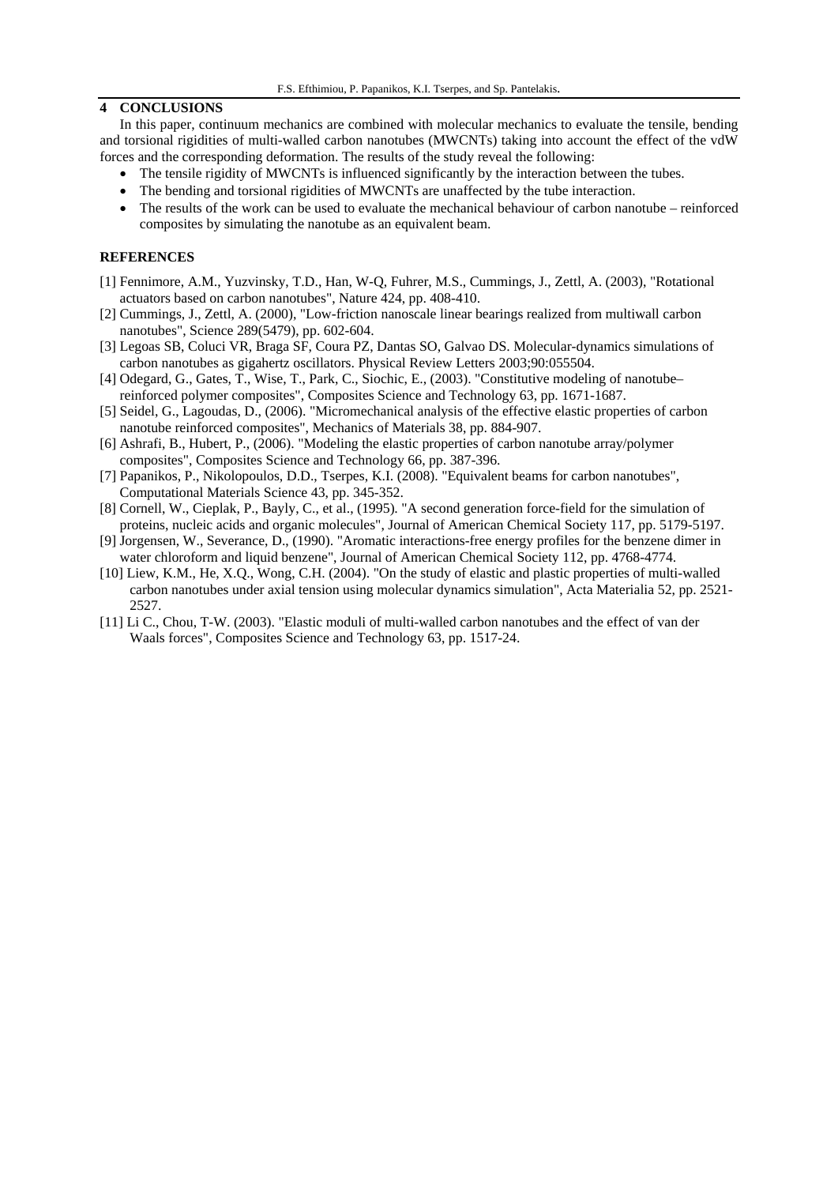## 4 CONCLUSIONS

In this paper, continuum mechanics are combined with molecular mechanics to evaluate the tensile, bending and torsional rigidities of multi-walled carbon nanotubes (MWCNTs) taking into account the effect of the vdW forces and the corresponding deformation. The results of the study reveal the following:

- The tensile rigidity of MWCNTs is influenced significantly by the interaction between the tubes.
- The bending and torsional rigidities of MWCNTs are unaffected by the tube interaction.
- The results of the work can be used to evaluate the mechanical behaviour of carbon nanotube – reinforced composites by simulating the nanotube as an equivalent beam.

## REFERENCES

[1] Fennimore, A.M., Yuzvinsky, T.D., Han, W-Q, Fuhrer, M.S., Cummings, J., Zettl, A. (2003), "Rotational actuators based on carbon nanotubes", Nature 424, pp. 408-410.

[2] Cummings, J., Zettl, A. (2000), "Low-friction nanoscale linear bearings realized from multiwall carbon nanotubes", Science 289(5479), pp. 602-604.

[3] Legoas SB, Coluci VR, Braga SF, Coura PZ, Dantas SO, Galvao DS. Molecular-dynamics simulations of carbon nanotubes as gigahertz oscillators. Physical Review Letters 2003;90:055504.

[4] Odegard, G., Gates, T., Wise, T., Park, C., Siochic, E., (2003). "Constitutive modeling of nanotube–reinforced polymer composites", Composites Science and Technology 63, pp. 1671-1687.

[5] Seidel, G., Lagoudas, D., (2006). "Micromechanical analysis of the effective elastic properties of carbon nanotube reinforced composites", Mechanics of Materials 38, pp. 884-907.

[6] Ashrafi, B., Hubert, P., (2006). "Modeling the elastic properties of carbon nanotube array/polymer composites", Composites Science and Technology 66, pp. 387-396.

[7] Papanikos, P., Nikolopoulos, D.D., Tserpes, K.I. (2008). "Equivalent beams for carbon nanotubes", Computational Materials Science 43, pp. 345-352.

[8] Cornell, W., Cieplak, P., Bayly, C., et al., (1995). "A second generation force-field for the simulation of proteins, nucleic acids and organic molecules", Journal of American Chemical Society 117, pp. 5179-5197.

[9] Jorgensen, W., Severance, D., (1990). "Aromatic interactions-free energy profiles for the benzene dimer in water chloroform and liquid benzene", Journal of American Chemical Society 112, pp. 4768-4774.

[10] Liew, K.M., He, X.Q., Wong, C.H. (2004). "On the study of elastic and plastic properties of multi-walled carbon nanotubes under axial tension using molecular dynamics simulation", Acta Materialia 52, pp. 2521-2527.

[11] Li C., Chou, T-W. (2003). "Elastic moduli of multi-walled carbon nanotubes and the effect of van der Waals forces", Composites Science and Technology 63, pp. 1517-24.